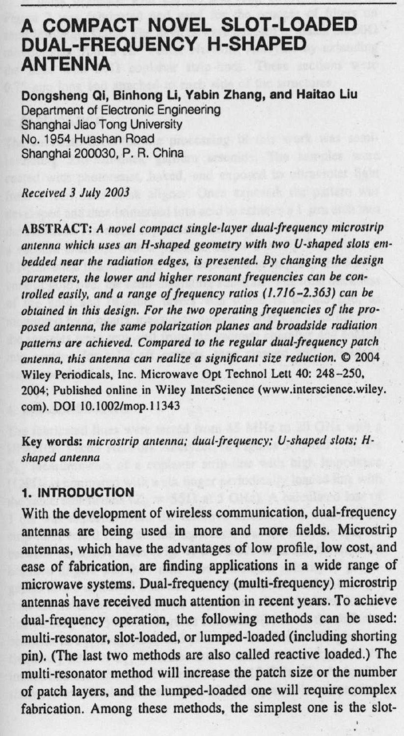# A COMPACT NOVEL SLOT-LOADED DUAL-FREQUENCY H-SHAPED ANTENNA

**Dongsheng Qi, Binhong Li, Yabin Zhang, and Haitao Liu**
Department of Electronic Engineering
Shanghai Jiao Tong University
No. 1954 Huashan Road
Shanghai 200030, P. R. China

*Received 3 July 2003*

**ABSTRACT:** *A novel compact single-layer dual-frequency microstrip antenna which uses an H-shaped geometry with two U-shaped slots embedded near the radiation edges, is presented. By changing the design parameters, the lower and higher resonant frequencies can be controlled easily, and a range of frequency ratios (1.716–2.363) can be obtained in this design. For the two operating frequencies of the proposed antenna, the same polarization planes and broadside radiation patterns are achieved. Compared to the regular dual-frequency patch antenna, this antenna can realize a significant size reduction.* © 2004 Wiley Periodicals, Inc. Microwave Opt Technol Lett 40: 248–250, 2004; Published online in Wiley InterScience (www.interscience.wiley.com). DOI 10.1002/mop.11343

**Key words:** *microstrip antenna; dual-frequency; U-shaped slots; H-shaped antenna*

## 1. INTRODUCTION

With the development of wireless communication, dual-frequency antennas are being used in more and more fields. Microstrip antennas, which have the advantages of low profile, low cost, and ease of fabrication, are finding applications in a wide range of microwave systems. Dual-frequency (multi-frequency) microstrip antennas have received much attention in recent years. To achieve dual-frequency operation, the following methods can be used: multi-resonator, slot-loaded, or lumped-loaded (including shorting pin). (The last two methods are also called reactive loaded.) The multi-resonator method will increase the patch size or the number of patch layers, and the lumped-loaded one will require complex fabrication. Among these methods, the simplest one is the slot-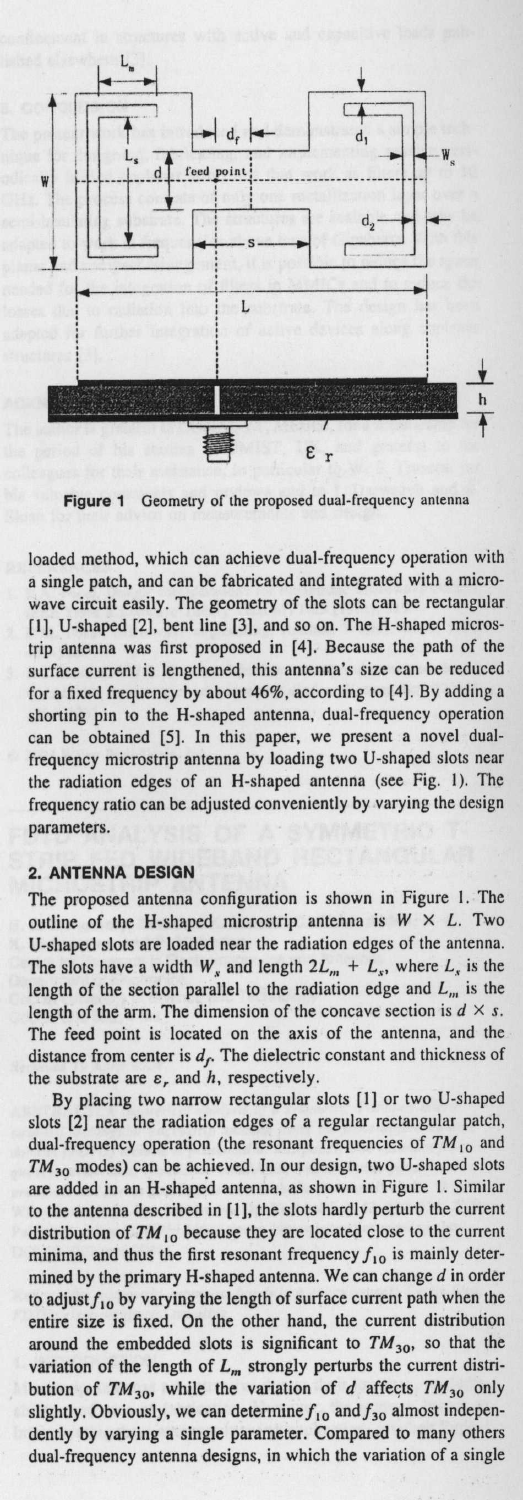**Figure 1** Geometry of the proposed dual-frequency antenna

loaded method, which can achieve dual-frequency operation with a single patch, and can be fabricated and integrated with a microwave circuit easily. The geometry of the slots can be rectangular [1], U-shaped [2], bent line [3], and so on. The H-shaped microstrip antenna was first proposed in [4]. Because the path of the surface current is lengthened, this antenna's size can be reduced for a fixed frequency by about 46%, according to [4]. By adding a shorting pin to the H-shaped antenna, dual-frequency operation can be obtained [5]. In this paper, we present a novel dual-frequency microstrip antenna by loading two U-shaped slots near the radiation edges of an H-shaped antenna (see Fig. 1). The frequency ratio can be adjusted conveniently by varying the design parameters.

## 2. ANTENNA DESIGN

The proposed antenna configuration is shown in Figure 1. The outline of the H-shaped microstrip antenna is $W \times L$. Two U-shaped slots are loaded near the radiation edges of the antenna. The slots have a width $W_s$ and length $2L_m + L_s$, where $L_s$ is the length of the section parallel to the radiation edge and $L_m$ is the length of the arm. The dimension of the concave section is $d \times s$. The feed point is located on the axis of the antenna, and the distance from center is $d_f$. The dielectric constant and thickness of the substrate are $\varepsilon_r$ and $h$, respectively.

By placing two narrow rectangular slots [1] or two U-shaped slots [2] near the radiation edges of a regular rectangular patch, dual-frequency operation (the resonant frequencies of $TM_{10}$ and $TM_{30}$ modes) can be achieved. In our design, two U-shaped slots are added in an H-shaped antenna, as shown in Figure 1. Similar to the antenna described in [1], the slots hardly perturb the current distribution of $TM_{10}$ because they are located close to the current minima, and thus the first resonant frequency $f_{10}$ is mainly determined by the primary H-shaped antenna. We can change $d$ in order to adjust $f_{10}$ by varying the length of surface current path when the entire size is fixed. On the other hand, the current distribution around the embedded slots is significant to $TM_{30}$, so that the variation of the length of $L_m$ strongly perturbs the current distribution of $TM_{30}$, while the variation of $d$ affects $TM_{30}$ only slightly. Obviously, we can determine $f_{10}$ and $f_{30}$ almost independently by varying a single parameter. Compared to many others dual-frequency antenna designs, in which the variation of a single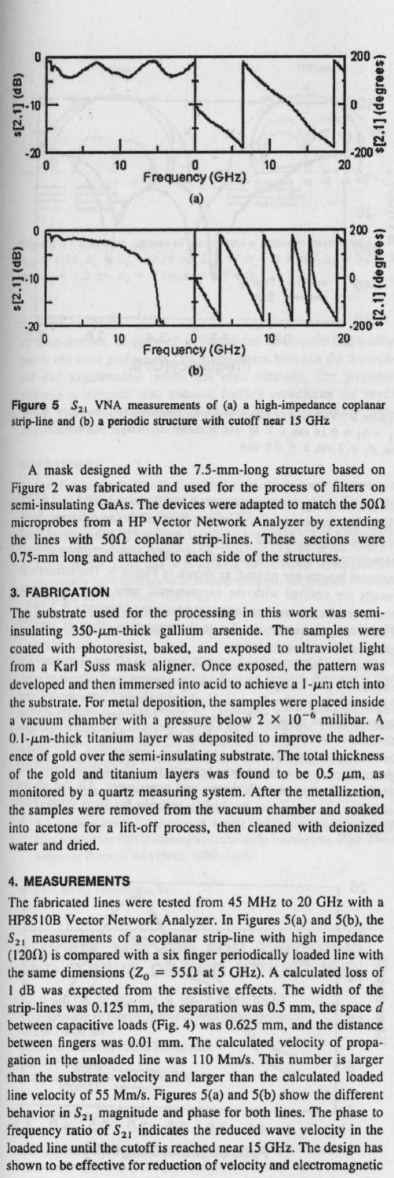Figure 5 $S_{21}$ VNA measurements of (a) a high-impedance coplanar strip-line and (b) a periodic structure with cutoff near 15 GHz

A mask designed with the 7.5-mm-long structure based on Figure 2 was fabricated and used for the process of filters on semi-insulating GaAs. The devices were adapted to match the 50Ω microprobes from a HP Vector Network Analyzer by extending the lines with 50Ω coplanar strip-lines. These sections were 0.75-mm long and attached to each side of the structures.

## 3. FABRICATION

The substrate used for the processing in this work was semi-insulating 350-μm-thick gallium arsenide. The samples were coated with photoresist, baked, and exposed to ultraviolet light from a Karl Suss mask aligner. Once exposed, the pattern was developed and then immersed into acid to achieve a 1-μm etch into the substrate. For metal deposition, the samples were placed inside a vacuum chamber with a pressure below $2 \times 10^{-6}$ millibar. A 0.1-μm-thick titanium layer was deposited to improve the adherence of gold over the semi-insulating substrate. The total thickness of the gold and titanium layers was found to be 0.5 μm, as monitored by a quartz measuring system. After the metallization, the samples were removed from the vacuum chamber and soaked into acetone for a lift-off process, then cleaned with deionized water and dried.

## 4. MEASUREMENTS

The fabricated lines were tested from 45 MHz to 20 GHz with a HP8510B Vector Network Analyzer. In Figures 5(a) and 5(b), the $S_{21}$ measurements of a coplanar strip-line with high impedance (120Ω) is compared with a six finger periodically loaded line with the same dimensions ($Z_0$ = 55Ω at 5 GHz). A calculated loss of 1 dB was expected from the resistive effects. The width of the strip-lines was 0.125 mm, the separation was 0.5 mm, the space $d$ between capacitive loads (Fig. 4) was 0.625 mm, and the distance between fingers was 0.01 mm. The calculated velocity of propagation in the unloaded line was 110 Mm/s. This number is larger than the substrate velocity and larger than the calculated loaded line velocity of 55 Mm/s. Figures 5(a) and 5(b) show the different behavior in $S_{21}$ magnitude and phase for both lines. The phase to frequency ratio of $S_{21}$ indicates the reduced wave velocity in the loaded line until the cutoff is reached near 15 GHz. The design has shown to be effective for reduction of velocity and electromagnetic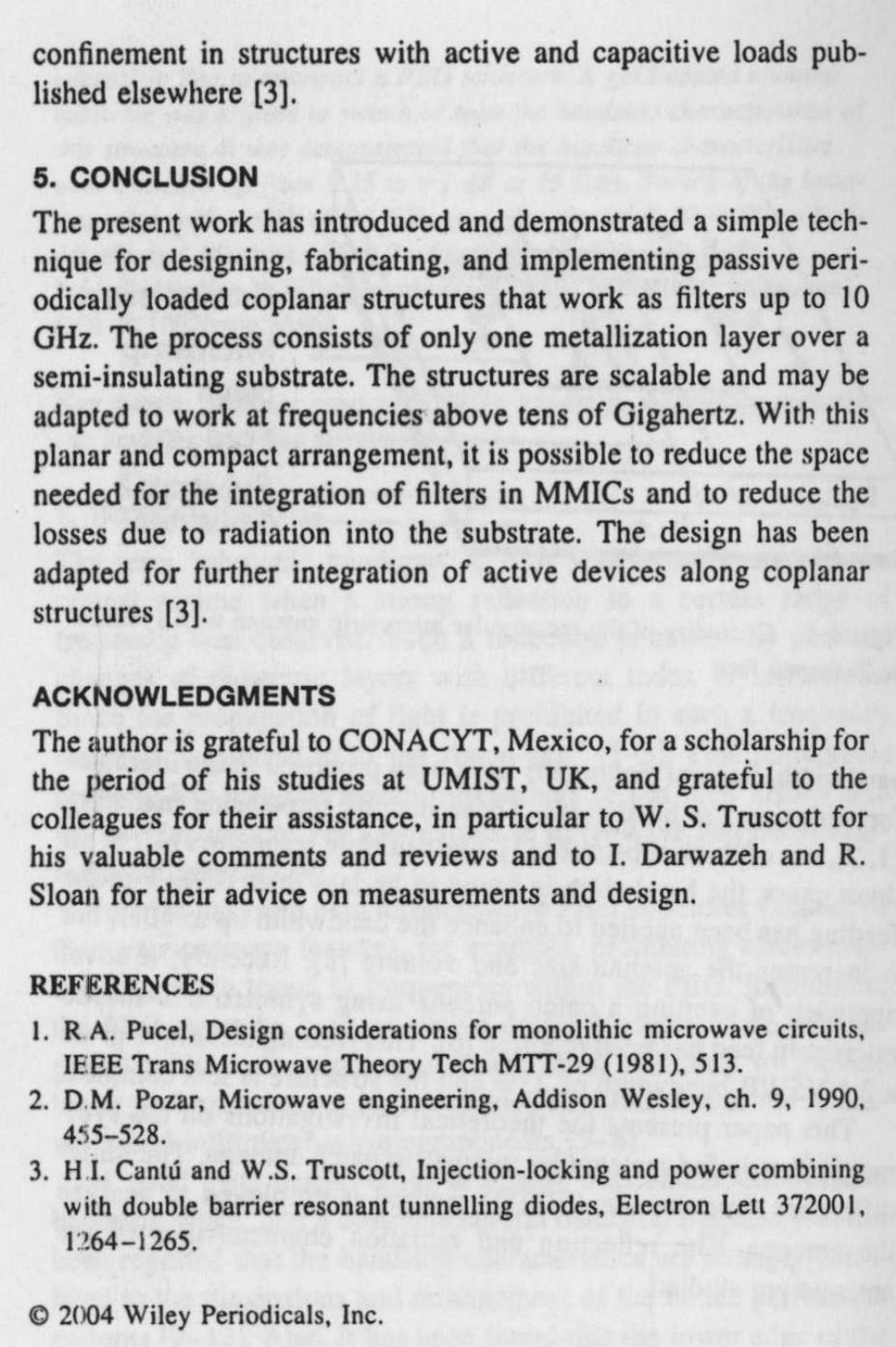confinement in structures with active and capacitive loads published elsewhere [3].

## 5. CONCLUSION

The present work has introduced and demonstrated a simple technique for designing, fabricating, and implementing passive periodically loaded coplanar structures that work as filters up to 10 GHz. The process consists of only one metallization layer over a semi-insulating substrate. The structures are scalable and may be adapted to work at frequencies above tens of Gigahertz. With this planar and compact arrangement, it is possible to reduce the space needed for the integration of filters in MMICs and to reduce the losses due to radiation into the substrate. The design has been adapted for further integration of active devices along coplanar structures [3].

## ACKNOWLEDGMENTS

The author is grateful to CONACYT, Mexico, for a scholarship for the period of his studies at UMIST, UK, and grateful to the colleagues for their assistance, in particular to W. S. Truscott for his valuable comments and reviews and to I. Darwazeh and R. Sloan for their advice on measurements and design.

## REFERENCES

1. R.A. Pucel, Design considerations for monolithic microwave circuits, IEEE Trans Microwave Theory Tech MTT-29 (1981), 513.
2. D.M. Pozar, Microwave engineering, Addison Wesley, ch. 9, 1990, 455–528.
3. H.I. Cantú and W.S. Truscott, Injection-locking and power combining with double barrier resonant tunnelling diodes, Electron Lett 372001, 1264–1265.

© 2004 Wiley Periodicals, Inc.